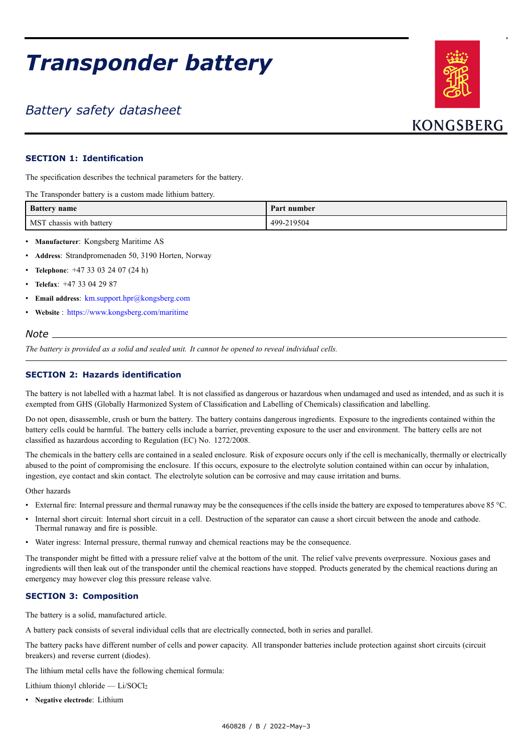# Transponder battery

## Battery safety datasheet

KONGSBERG

### SECTION 1: Identification

The specification describes the technical parameters for the battery.

The Transponder battery is a custom made lithium battery.

| Battery name | Part number |
|---|---|
| MST chassis with battery | 499-219504 |

- **Manufacturer**: Kongsberg Maritime AS
- **Address**: Strandpromenaden 50, 3190 Horten, Norway
- **Telephone**: +47 33 03 24 07 (24 h)
- **Telefax**: +47 33 04 29 87
- **Email address**: km.support.hpr@kongsberg.com
- **Website** : https://www.kongsberg.com/maritime

*Note*

*The battery is provided as a solid and sealed unit. It cannot be opened to reveal individual cells.*

### SECTION 2: Hazards identification

The battery is not labelled with a hazmat label. It is not classified as dangerous or hazardous when undamaged and used as intended, and as such it is exempted from GHS (Globally Harmonized System of Classification and Labelling of Chemicals) classification and labelling.

Do not open, disassemble, crush or burn the battery. The battery contains dangerous ingredients. Exposure to the ingredients contained within the battery cells could be harmful. The battery cells include a barrier, preventing exposure to the user and environment. The battery cells are not classified as hazardous according to Regulation (EC) No. 1272/2008.

The chemicals in the battery cells are contained in a sealed enclosure. Risk of exposure occurs only if the cell is mechanically, thermally or electrically abused to the point of compromising the enclosure. If this occurs, exposure to the electrolyte solution contained within can occur by inhalation, ingestion, eye contact and skin contact. The electrolyte solution can be corrosive and may cause irritation and burns.

Other hazards

- External fire: Internal pressure and thermal runaway may be the consequences if the cells inside the battery are exposed to temperatures above 85 °C.
- Internal short circuit: Internal short circuit in a cell. Destruction of the separator can cause a short circuit between the anode and cathode. Thermal runaway and fire is possible.
- Water ingress: Internal pressure, thermal runway and chemical reactions may be the consequence.

The transponder might be fitted with a pressure relief valve at the bottom of the unit. The relief valve prevents overpressure. Noxious gases and ingredients will then leak out of the transponder until the chemical reactions have stopped. Products generated by the chemical reactions during an emergency may however clog this pressure release valve.

### SECTION 3: Composition

The battery is a solid, manufactured article.

A battery pack consists of several individual cells that are electrically connected, both in series and parallel.

The battery packs have different number of cells and power capacity. All transponder batteries include protection against short circuits (circuit breakers) and reverse current (diodes).

The lithium metal cells have the following chemical formula:

Lithium thionyl chloride — $Li/SOCl_2$

- **Negative electrode**: Lithium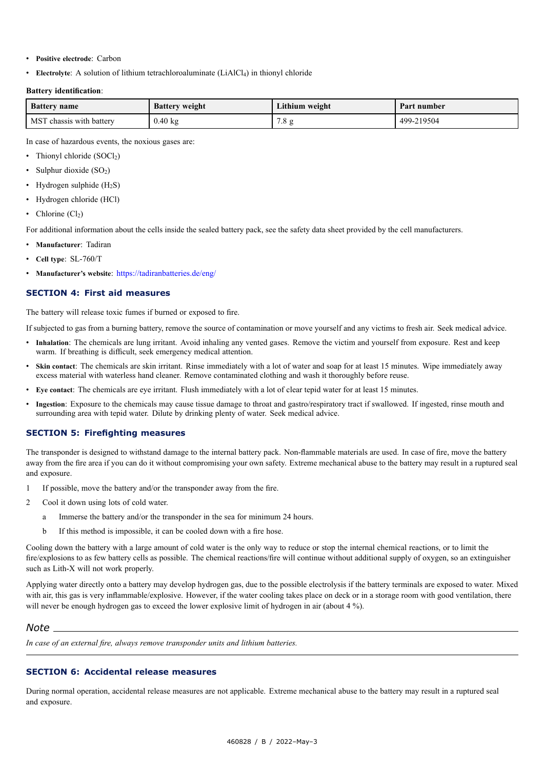- **Positive electrode**: Carbon
- **Electrolyte**: A solution of lithium tetrachloroaluminate ($LiAlCl_4$) in thionyl chloride

**Battery identification**:

| Battery name | Battery weight | Lithium weight | Part number |
| --- | --- | --- | --- |
| MST chassis with battery | 0.40 kg | 7.8 g | 499-219504 |

In case of hazardous events, the noxious gases are:

- Thionyl chloride ($SOCl_2$)
- Sulphur dioxide ($SO_2$)
- Hydrogen sulphide ($H_2S$)
- Hydrogen chloride (HCl)
- Chlorine ($Cl_2$)

For additional information about the cells inside the sealed battery pack, see the safety data sheet provided by the cell manufacturers.

- **Manufacturer**: Tadiran
- **Cell type**: SL-760/T
- **Manufacturer's website**: https://tadiranbatteries.de/eng/

## SECTION 4: First aid measures

The battery will release toxic fumes if burned or exposed to fire.

If subjected to gas from a burning battery, remove the source of contamination or move yourself and any victims to fresh air. Seek medical advice.

- **Inhalation**: The chemicals are lung irritant. Avoid inhaling any vented gases. Remove the victim and yourself from exposure. Rest and keep warm. If breathing is difficult, seek emergency medical attention.
- **Skin contact**: The chemicals are skin irritant. Rinse immediately with a lot of water and soap for at least 15 minutes. Wipe immediately away excess material with waterless hand cleaner. Remove contaminated clothing and wash it thoroughly before reuse.
- **Eye contact**: The chemicals are eye irritant. Flush immediately with a lot of clear tepid water for at least 15 minutes.
- **Ingestion**: Exposure to the chemicals may cause tissue damage to throat and gastro/respiratory tract if swallowed. If ingested, rinse mouth and surrounding area with tepid water. Dilute by drinking plenty of water. Seek medical advice.

## SECTION 5: Firefighting measures

The transponder is designed to withstand damage to the internal battery pack. Non-flammable materials are used. In case of fire, move the battery away from the fire area if you can do it without compromising your own safety. Extreme mechanical abuse to the battery may result in a ruptured seal and exposure.

1. If possible, move the battery and/or the transponder away from the fire.
2. Cool it down using lots of cold water.
   a. Immerse the battery and/or the transponder in the sea for minimum 24 hours.
   b. If this method is impossible, it can be cooled down with a fire hose.

Cooling down the battery with a large amount of cold water is the only way to reduce or stop the internal chemical reactions, or to limit the fire/explosions to as few battery cells as possible. The chemical reactions/fire will continue without additional supply of oxygen, so an extinguisher such as Lith-X will not work properly.

Applying water directly onto a battery may develop hydrogen gas, due to the possible electrolysis if the battery terminals are exposed to water. Mixed with air, this gas is very inflammable/explosive. However, if the water cooling takes place on deck or in a storage room with good ventilation, there will never be enough hydrogen gas to exceed the lower explosive limit of hydrogen in air (about 4 %).

*Note*

*In case of an external fire, always remove transponder units and lithium batteries.*

## SECTION 6: Accidental release measures

During normal operation, accidental release measures are not applicable. Extreme mechanical abuse to the battery may result in a ruptured seal and exposure.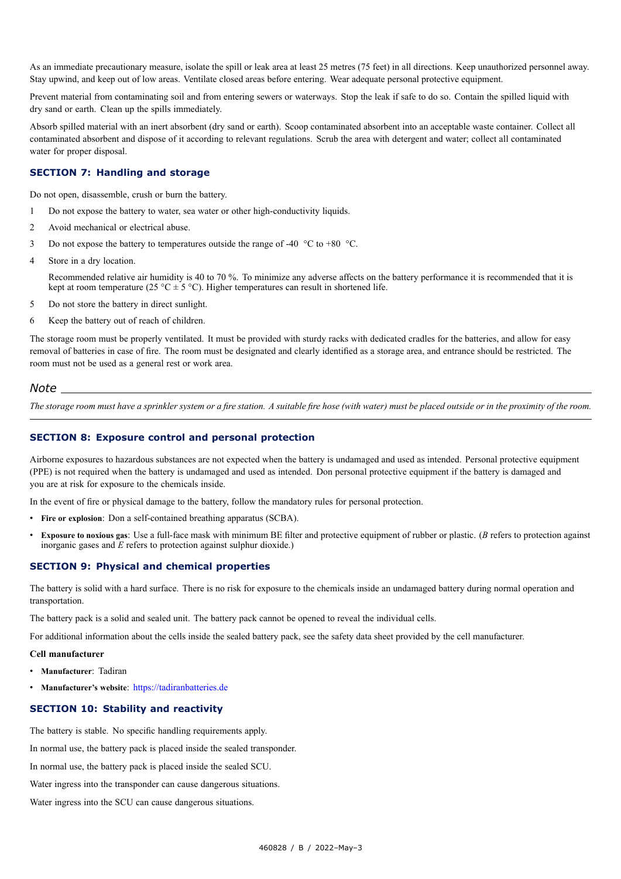As an immediate precautionary measure, isolate the spill or leak area at least 25 metres (75 feet) in all directions. Keep unauthorized personnel away. Stay upwind, and keep out of low areas. Ventilate closed areas before entering. Wear adequate personal protective equipment.

Prevent material from contaminating soil and from entering sewers or waterways. Stop the leak if safe to do so. Contain the spilled liquid with dry sand or earth. Clean up the spills immediately.

Absorb spilled material with an inert absorbent (dry sand or earth). Scoop contaminated absorbent into an acceptable waste container. Collect all contaminated absorbent and dispose of it according to relevant regulations. Scrub the area with detergent and water; collect all contaminated water for proper disposal.

## SECTION 7: Handling and storage

Do not open, disassemble, crush or burn the battery.

1. Do not expose the battery to water, sea water or other high-conductivity liquids.
2. Avoid mechanical or electrical abuse.
3. Do not expose the battery to temperatures outside the range of -40 °C to +80 °C.
4. Store in a dry location.

   Recommended relative air humidity is 40 to 70 %. To minimize any adverse affects on the battery performance it is recommended that it is kept at room temperature (25 °C ± 5 °C). Higher temperatures can result in shortened life.
5. Do not store the battery in direct sunlight.
6. Keep the battery out of reach of children.

The storage room must be properly ventilated. It must be provided with sturdy racks with dedicated cradles for the batteries, and allow for easy removal of batteries in case of fire. The room must be designated and clearly identified as a storage area, and entrance should be restricted. The room must not be used as a general rest or work area.

*Note*

*The storage room must have a sprinkler system or a fire station. A suitable fire hose (with water) must be placed outside or in the proximity of the room.*

## SECTION 8: Exposure control and personal protection

Airborne exposures to hazardous substances are not expected when the battery is undamaged and used as intended. Personal protective equipment (PPE) is not required when the battery is undamaged and used as intended. Don personal protective equipment if the battery is damaged and you are at risk for exposure to the chemicals inside.

In the event of fire or physical damage to the battery, follow the mandatory rules for personal protection.

- **Fire or explosion**: Don a self-contained breathing apparatus (SCBA).
- **Exposure to noxious gas**: Use a full-face mask with minimum BE filter and protective equipment of rubber or plastic. (*B* refers to protection against inorganic gases and *E* refers to protection against sulphur dioxide.)

## SECTION 9: Physical and chemical properties

The battery is solid with a hard surface. There is no risk for exposure to the chemicals inside an undamaged battery during normal operation and transportation.

The battery pack is a solid and sealed unit. The battery pack cannot be opened to reveal the individual cells.

For additional information about the cells inside the sealed battery pack, see the safety data sheet provided by the cell manufacturer.

**Cell manufacturer**

- **Manufacturer**: Tadiran
- **Manufacturer's website**: https://tadiranbatteries.de

## SECTION 10: Stability and reactivity

The battery is stable. No specific handling requirements apply.

In normal use, the battery pack is placed inside the sealed transponder.

In normal use, the battery pack is placed inside the sealed SCU.

Water ingress into the transponder can cause dangerous situations.

Water ingress into the SCU can cause dangerous situations.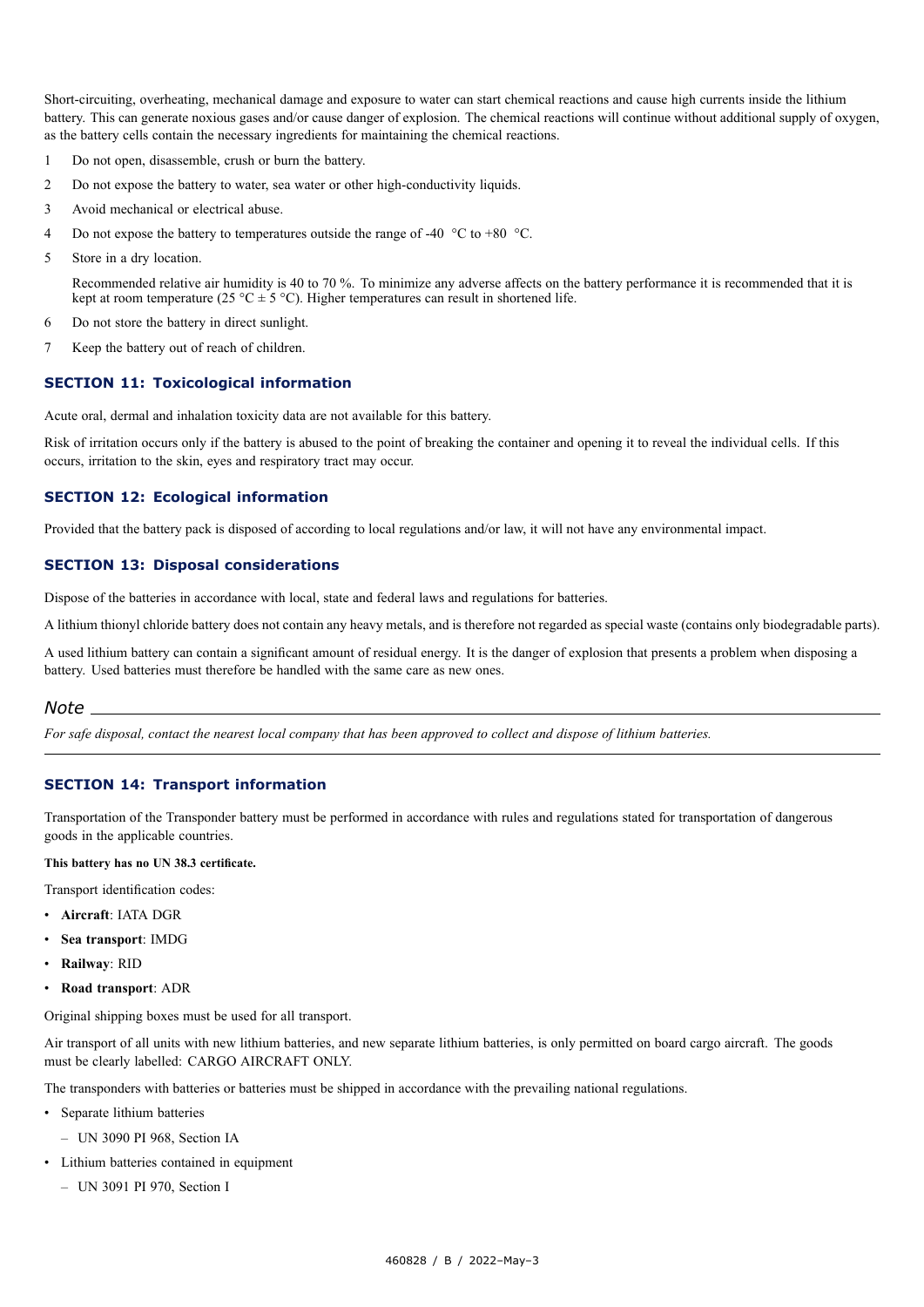Short-circuiting, overheating, mechanical damage and exposure to water can start chemical reactions and cause high currents inside the lithium battery. This can generate noxious gases and/or cause danger of explosion. The chemical reactions will continue without additional supply of oxygen, as the battery cells contain the necessary ingredients for maintaining the chemical reactions.

1. Do not open, disassemble, crush or burn the battery.
2. Do not expose the battery to water, sea water or other high-conductivity liquids.
3. Avoid mechanical or electrical abuse.
4. Do not expose the battery to temperatures outside the range of -40 °C to +80 °C.
5. Store in a dry location.

   Recommended relative air humidity is 40 to 70 %. To minimize any adverse affects on the battery performance it is recommended that it is kept at room temperature (25 °C ± 5 °C). Higher temperatures can result in shortened life.

6. Do not store the battery in direct sunlight.
7. Keep the battery out of reach of children.

## SECTION 11: Toxicological information

Acute oral, dermal and inhalation toxicity data are not available for this battery.

Risk of irritation occurs only if the battery is abused to the point of breaking the container and opening it to reveal the individual cells. If this occurs, irritation to the skin, eyes and respiratory tract may occur.

## SECTION 12: Ecological information

Provided that the battery pack is disposed of according to local regulations and/or law, it will not have any environmental impact.

## SECTION 13: Disposal considerations

Dispose of the batteries in accordance with local, state and federal laws and regulations for batteries.

A lithium thionyl chloride battery does not contain any heavy metals, and is therefore not regarded as special waste (contains only biodegradable parts).

A used lithium battery can contain a significant amount of residual energy. It is the danger of explosion that presents a problem when disposing a battery. Used batteries must therefore be handled with the same care as new ones.

*Note*

*For safe disposal, contact the nearest local company that has been approved to collect and dispose of lithium batteries.*

## SECTION 14: Transport information

Transportation of the Transponder battery must be performed in accordance with rules and regulations stated for transportation of dangerous goods in the applicable countries.

**This battery has no UN 38.3 certificate.**

Transport identification codes:

- **Aircraft**: IATA DGR
- **Sea transport**: IMDG
- **Railway**: RID
- **Road transport**: ADR

Original shipping boxes must be used for all transport.

Air transport of all units with new lithium batteries, and new separate lithium batteries, is only permitted on board cargo aircraft. The goods must be clearly labelled: CARGO AIRCRAFT ONLY.

The transponders with batteries or batteries must be shipped in accordance with the prevailing national regulations.

- Separate lithium batteries
  - UN 3090 PI 968, Section IA
- Lithium batteries contained in equipment
  - UN 3091 PI 970, Section I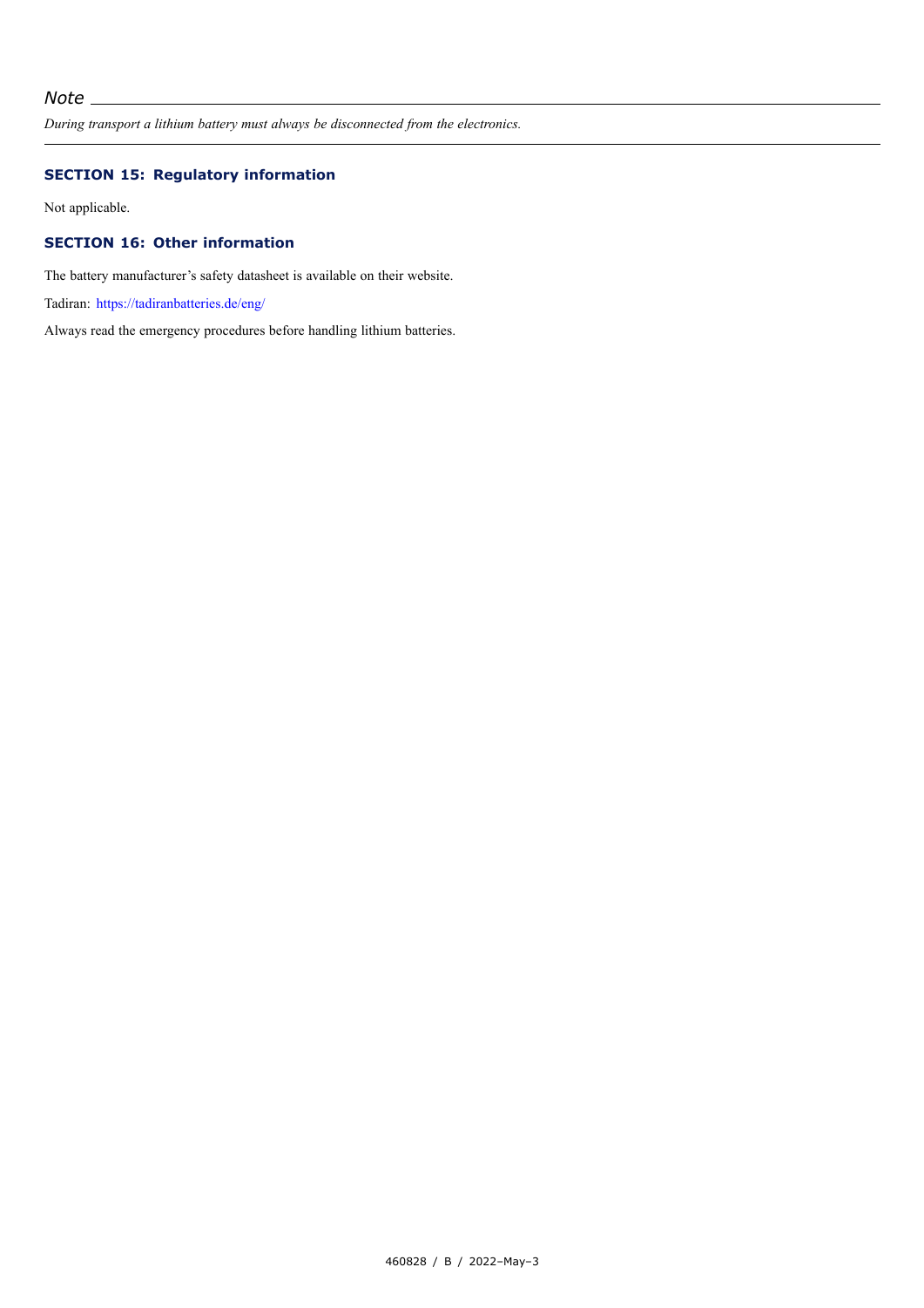*Note*

*During transport a lithium battery must always be disconnected from the electronics.*

---

## SECTION 15: Regulatory information

Not applicable.

## SECTION 16: Other information

The battery manufacturer's safety datasheet is available on their website.

Tadiran: https://tadiranbatteries.de/eng/

Always read the emergency procedures before handling lithium batteries.